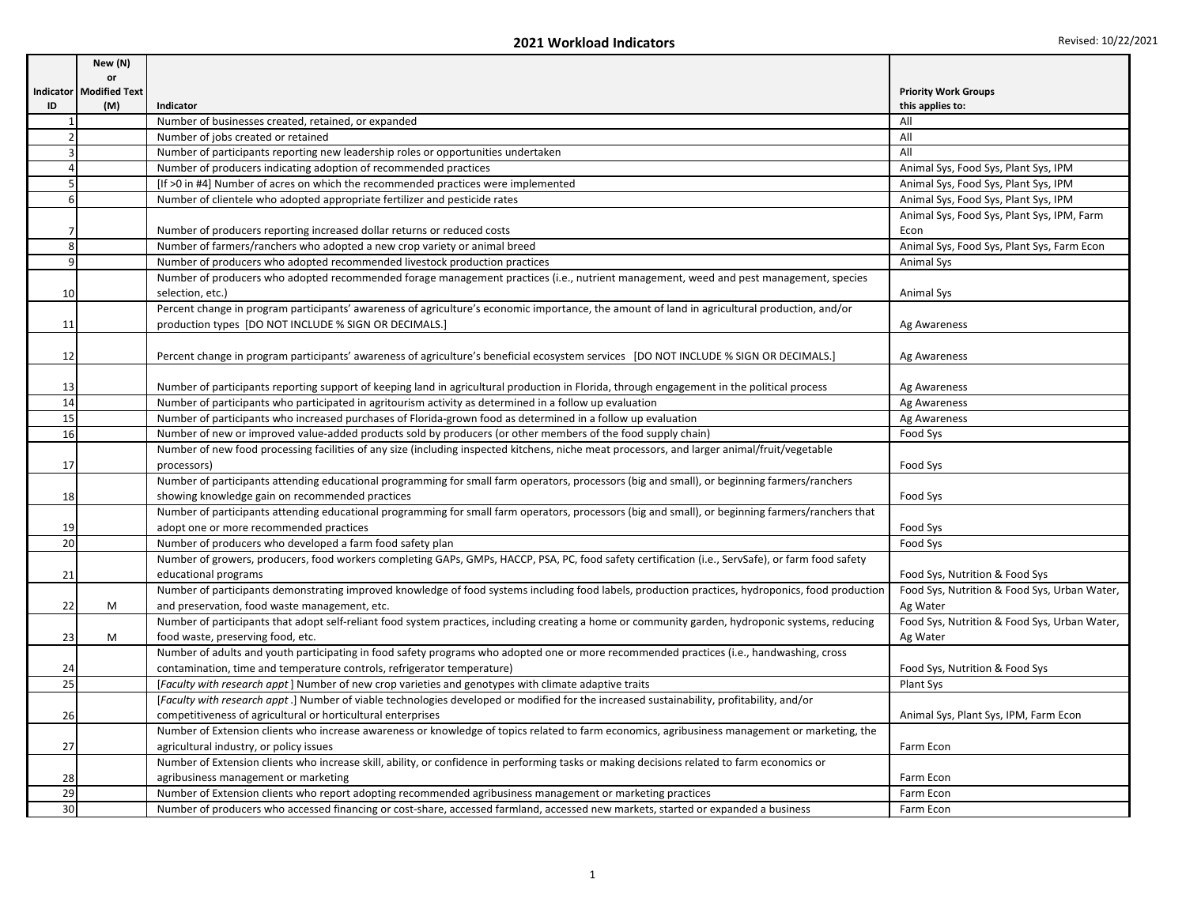# 2021 Workload Indicators

Revised: 10/22/2021

| Indicator ID | New (N) or Modified Text (M) | Indicator | Priority Work Groups this applies to: |
|---|---|---|---|
| 1 | | Number of businesses created, retained, or expanded | All |
| 2 | | Number of jobs created or retained | All |
| 3 | | Number of participants reporting new leadership roles or opportunities undertaken | All |
| 4 | | Number of producers indicating adoption of recommended practices | Animal Sys, Food Sys, Plant Sys, IPM |
| 5 | | [If >0 in #4] Number of acres on which the recommended practices were implemented | Animal Sys, Food Sys, Plant Sys, IPM |
| 6 | | Number of clientele who adopted appropriate fertilizer and pesticide rates | Animal Sys, Food Sys, Plant Sys, IPM |
| 7 | | Number of producers reporting increased dollar returns or reduced costs | Animal Sys, Food Sys, Plant Sys, IPM, Farm Econ |
| 8 | | Number of farmers/ranchers who adopted a new crop variety or animal breed | Animal Sys, Food Sys, Plant Sys, Farm Econ |
| 9 | | Number of producers who adopted recommended livestock production practices | Animal Sys |
| 10 | | Number of producers who adopted recommended forage management practices (i.e., nutrient management, weed and pest management, species selection, etc.) | Animal Sys |
| 11 | | Percent change in program participants' awareness of agriculture's economic importance, the amount of land in agricultural production, and/or production types [DO NOT INCLUDE % SIGN OR DECIMALS.] | Ag Awareness |
| 12 | | Percent change in program participants' awareness of agriculture's beneficial ecosystem services [DO NOT INCLUDE % SIGN OR DECIMALS.] | Ag Awareness |
| 13 | | Number of participants reporting support of keeping land in agricultural production in Florida, through engagement in the political process | Ag Awareness |
| 14 | | Number of participants who participated in agritourism activity as determined in a follow up evaluation | Ag Awareness |
| 15 | | Number of participants who increased purchases of Florida-grown food as determined in a follow up evaluation | Ag Awareness |
| 16 | | Number of new or improved value-added products sold by producers (or other members of the food supply chain) | Food Sys |
| 17 | | Number of new food processing facilities of any size (including inspected kitchens, niche meat processors, and larger animal/fruit/vegetable processors) | Food Sys |
| 18 | | Number of participants attending educational programming for small farm operators, processors (big and small), or beginning farmers/ranchers showing knowledge gain on recommended practices | Food Sys |
| 19 | | Number of participants attending educational programming for small farm operators, processors (big and small), or beginning farmers/ranchers that adopt one or more recommended practices | Food Sys |
| 20 | | Number of producers who developed a farm food safety plan | Food Sys |
| 21 | | Number of growers, producers, food workers completing GAPs, GMPs, HACCP, PSA, PC, food safety certification (i.e., ServSafe), or farm food safety educational programs | Food Sys, Nutrition & Food Sys |
| 22 | M | Number of participants demonstrating improved knowledge of food systems including food labels, production practices, hydroponics, food production and preservation, food waste management, etc. | Food Sys, Nutrition & Food Sys, Urban Water, Ag Water |
| 23 | M | Number of participants that adopt self-reliant food system practices, including creating a home or community garden, hydroponic systems, reducing food waste, preserving food, etc. | Food Sys, Nutrition & Food Sys, Urban Water, Ag Water |
| 24 | | Number of adults and youth participating in food safety programs who adopted one or more recommended practices (i.e., handwashing, cross contamination, time and temperature controls, refrigerator temperature) | Food Sys, Nutrition & Food Sys |
| 25 | | [*Faculty with research appt* ] Number of new crop varieties and genotypes with climate adaptive traits | Plant Sys |
| 26 | | [*Faculty with research appt* .] Number of viable technologies developed or modified for the increased sustainability, profitability, and/or competitiveness of agricultural or horticultural enterprises | Animal Sys, Plant Sys, IPM, Farm Econ |
| 27 | | Number of Extension clients who increase awareness or knowledge of topics related to farm economics, agribusiness management or marketing, the agricultural industry, or policy issues | Farm Econ |
| 28 | | Number of Extension clients who increase skill, ability, or confidence in performing tasks or making decisions related to farm economics or agribusiness management or marketing | Farm Econ |
| 29 | | Number of Extension clients who report adopting recommended agribusiness management or marketing practices | Farm Econ |
| 30 | | Number of producers who accessed financing or cost-share, accessed farmland, accessed new markets, started or expanded a business | Farm Econ |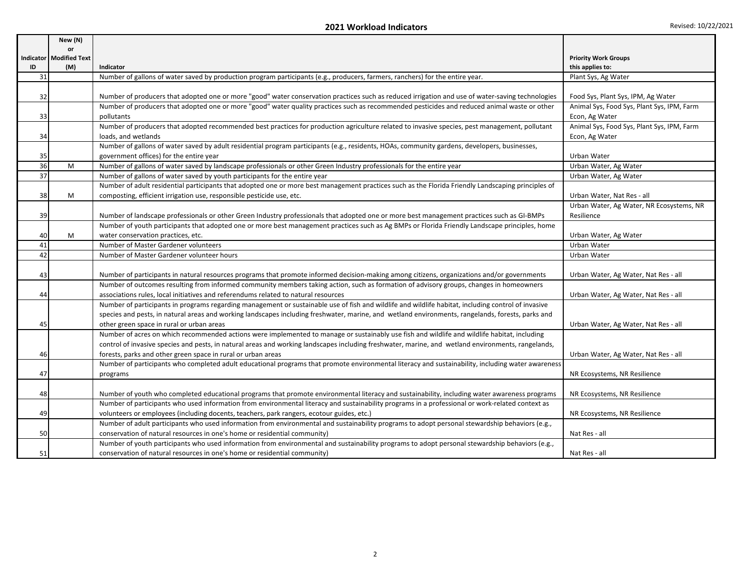## 2021 Workload Indicators

Revised: 10/22/2021

| Indicator ID | New (N) or Modified Text (M) | Indicator | Priority Work Groups this applies to: |
|---|---|---|---|
| 31 | | Number of gallons of water saved by production program participants (e.g., producers, farmers, ranchers) for the entire year. | Plant Sys, Ag Water |
| 32 | | Number of producers that adopted one or more "good" water conservation practices such as reduced irrigation and use of water-saving technologies | Food Sys, Plant Sys, IPM, Ag Water |
| 33 | | Number of producers that adopted one or more "good" water quality practices such as recommended pesticides and reduced animal waste or other pollutants | Animal Sys, Food Sys, Plant Sys, IPM, Farm Econ, Ag Water |
| 34 | | Number of producers that adopted recommended best practices for production agriculture related to invasive species, pest management, pollutant loads, and wetlands | Animal Sys, Food Sys, Plant Sys, IPM, Farm Econ, Ag Water |
| 35 | | Number of gallons of water saved by adult residential program participants (e.g., residents, HOAs, community gardens, developers, businesses, government offices) for the entire year | Urban Water |
| 36 | M | Number of gallons of water saved by landscape professionals or other Green Industry professionals for the entire year | Urban Water, Ag Water |
| 37 | | Number of gallons of water saved by youth participants for the entire year | Urban Water, Ag Water |
| 38 | M | Number of adult residential participants that adopted one or more best management practices such as the Florida Friendly Landscaping principles of composting, efficient irrigation use, responsible pesticide use, etc. | Urban Water, Nat Res - all |
| 39 | | Number of landscape professionals or other Green Industry professionals that adopted one or more best management practices such as GI-BMPs | Urban Water, Ag Water, NR Ecosystems, NR Resilience |
| 40 | M | Number of youth participants that adopted one or more best management practices such as Ag BMPs or Florida Friendly Landscape principles, home water conservation practices, etc. | Urban Water, Ag Water |
| 41 | | Number of Master Gardener volunteers | Urban Water |
| 42 | | Number of Master Gardener volunteer hours | Urban Water |
| 43 | | Number of participants in natural resources programs that promote informed decision-making among citizens, organizations and/or governments | Urban Water, Ag Water, Nat Res - all |
| 44 | | Number of outcomes resulting from informed community members taking action, such as formation of advisory groups, changes in homeowners associations rules, local initiatives and referendums related to natural resources | Urban Water, Ag Water, Nat Res - all |
| 45 | | Number of participants in programs regarding management or sustainable use of fish and wildlife and wildlife habitat, including control of invasive species and pests, in natural areas and working landscapes including freshwater, marine, and wetland environments, rangelands, forests, parks and other green space in rural or urban areas | Urban Water, Ag Water, Nat Res - all |
| 46 | | Number of acres on which recommended actions were implemented to manage or sustainably use fish and wildlife and wildlife habitat, including control of invasive species and pests, in natural areas and working landscapes including freshwater, marine, and wetland environments, rangelands, forests, parks and other green space in rural or urban areas | Urban Water, Ag Water, Nat Res - all |
| 47 | | Number of participants who completed adult educational programs that promote environmental literacy and sustainability, including water awareness programs | NR Ecosystems, NR Resilience |
| 48 | | Number of youth who completed educational programs that promote environmental literacy and sustainability, including water awareness programs | NR Ecosystems, NR Resilience |
| 49 | | Number of participants who used information from environmental literacy and sustainability programs in a professional or work-related context as volunteers or employees (including docents, teachers, park rangers, ecotour guides, etc.) | NR Ecosystems, NR Resilience |
| 50 | | Number of adult participants who used information from environmental and sustainability programs to adopt personal stewardship behaviors (e.g., conservation of natural resources in one's home or residential community) | Nat Res - all |
| 51 | | Number of youth participants who used information from environmental and sustainability programs to adopt personal stewardship behaviors (e.g., conservation of natural resources in one's home or residential community) | Nat Res - all |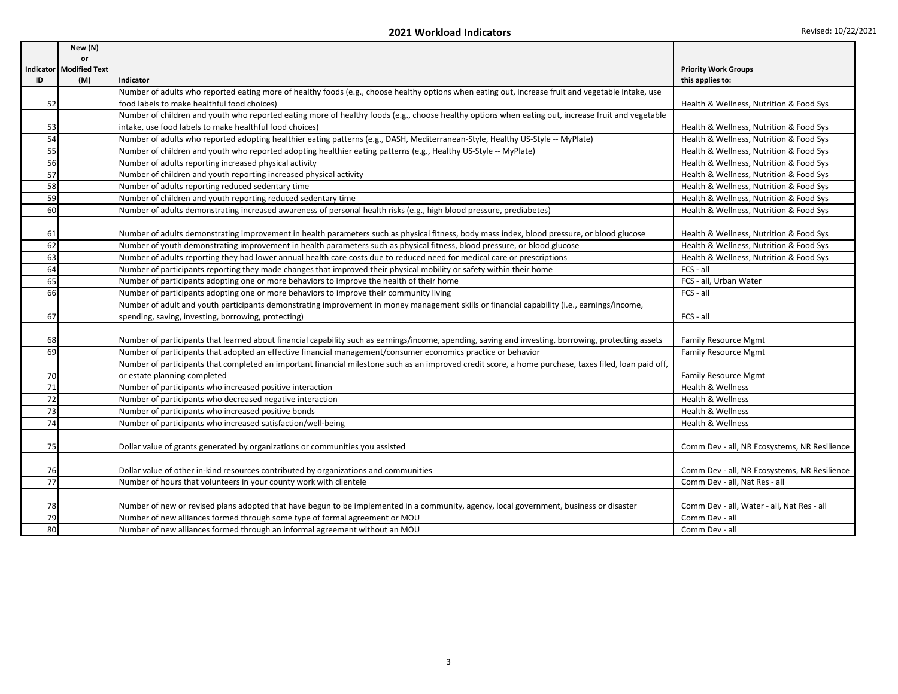## 2021 Workload Indicators

Revised: 10/22/2021

| Indicator ID | New (N) or Modified Text (M) | Indicator | Priority Work Groups this applies to: |
|---|---|---|---|
| 52 | | Number of adults who reported eating more of healthy foods (e.g., choose healthy options when eating out, increase fruit and vegetable intake, use food labels to make healthful food choices) | Health & Wellness, Nutrition & Food Sys |
| 53 | | Number of children and youth who reported eating more of healthy foods (e.g., choose healthy options when eating out, increase fruit and vegetable intake, use food labels to make healthful food choices) | Health & Wellness, Nutrition & Food Sys |
| 54 | | Number of adults who reported adopting healthier eating patterns (e.g., DASH, Mediterranean-Style, Healthy US-Style -- MyPlate) | Health & Wellness, Nutrition & Food Sys |
| 55 | | Number of children and youth who reported adopting healthier eating patterns (e.g., Healthy US-Style -- MyPlate) | Health & Wellness, Nutrition & Food Sys |
| 56 | | Number of adults reporting increased physical activity | Health & Wellness, Nutrition & Food Sys |
| 57 | | Number of children and youth reporting increased physical activity | Health & Wellness, Nutrition & Food Sys |
| 58 | | Number of adults reporting reduced sedentary time | Health & Wellness, Nutrition & Food Sys |
| 59 | | Number of children and youth reporting reduced sedentary time | Health & Wellness, Nutrition & Food Sys |
| 60 | | Number of adults demonstrating increased awareness of personal health risks (e.g., high blood pressure, prediabetes) | Health & Wellness, Nutrition & Food Sys |
| 61 | | Number of adults demonstrating improvement in health parameters such as physical fitness, body mass index, blood pressure, or blood glucose | Health & Wellness, Nutrition & Food Sys |
| 62 | | Number of youth demonstrating improvement in health parameters such as physical fitness, blood pressure, or blood glucose | Health & Wellness, Nutrition & Food Sys |
| 63 | | Number of adults reporting they had lower annual health care costs due to reduced need for medical care or prescriptions | Health & Wellness, Nutrition & Food Sys |
| 64 | | Number of participants reporting they made changes that improved their physical mobility or safety within their home | FCS - all |
| 65 | | Number of participants adopting one or more behaviors to improve the health of their home | FCS - all, Urban Water |
| 66 | | Number of participants adopting one or more behaviors to improve their community living | FCS - all |
| 67 | | Number of adult and youth participants demonstrating improvement in money management skills or financial capability (i.e., earnings/income, spending, saving, investing, borrowing, protecting) | FCS - all |
| 68 | | Number of participants that learned about financial capability such as earnings/income, spending, saving and investing, borrowing, protecting assets | Family Resource Mgmt |
| 69 | | Number of participants that adopted an effective financial management/consumer economics practice or behavior | Family Resource Mgmt |
| 70 | | Number of participants that completed an important financial milestone such as an improved credit score, a home purchase, taxes filed, loan paid off, or estate planning completed | Family Resource Mgmt |
| 71 | | Number of participants who increased positive interaction | Health & Wellness |
| 72 | | Number of participants who decreased negative interaction | Health & Wellness |
| 73 | | Number of participants who increased positive bonds | Health & Wellness |
| 74 | | Number of participants who increased satisfaction/well-being | Health & Wellness |
| 75 | | Dollar value of grants generated by organizations or communities you assisted | Comm Dev - all, NR Ecosystems, NR Resilience |
| 76 | | Dollar value of other in-kind resources contributed by organizations and communities | Comm Dev - all, NR Ecosystems, NR Resilience |
| 77 | | Number of hours that volunteers in your county work with clientele | Comm Dev - all, Nat Res - all |
| 78 | | Number of new or revised plans adopted that have begun to be implemented in a community, agency, local government, business or disaster | Comm Dev - all, Water - all, Nat Res - all |
| 79 | | Number of new alliances formed through some type of formal agreement or MOU | Comm Dev - all |
| 80 | | Number of new alliances formed through an informal agreement without an MOU | Comm Dev - all |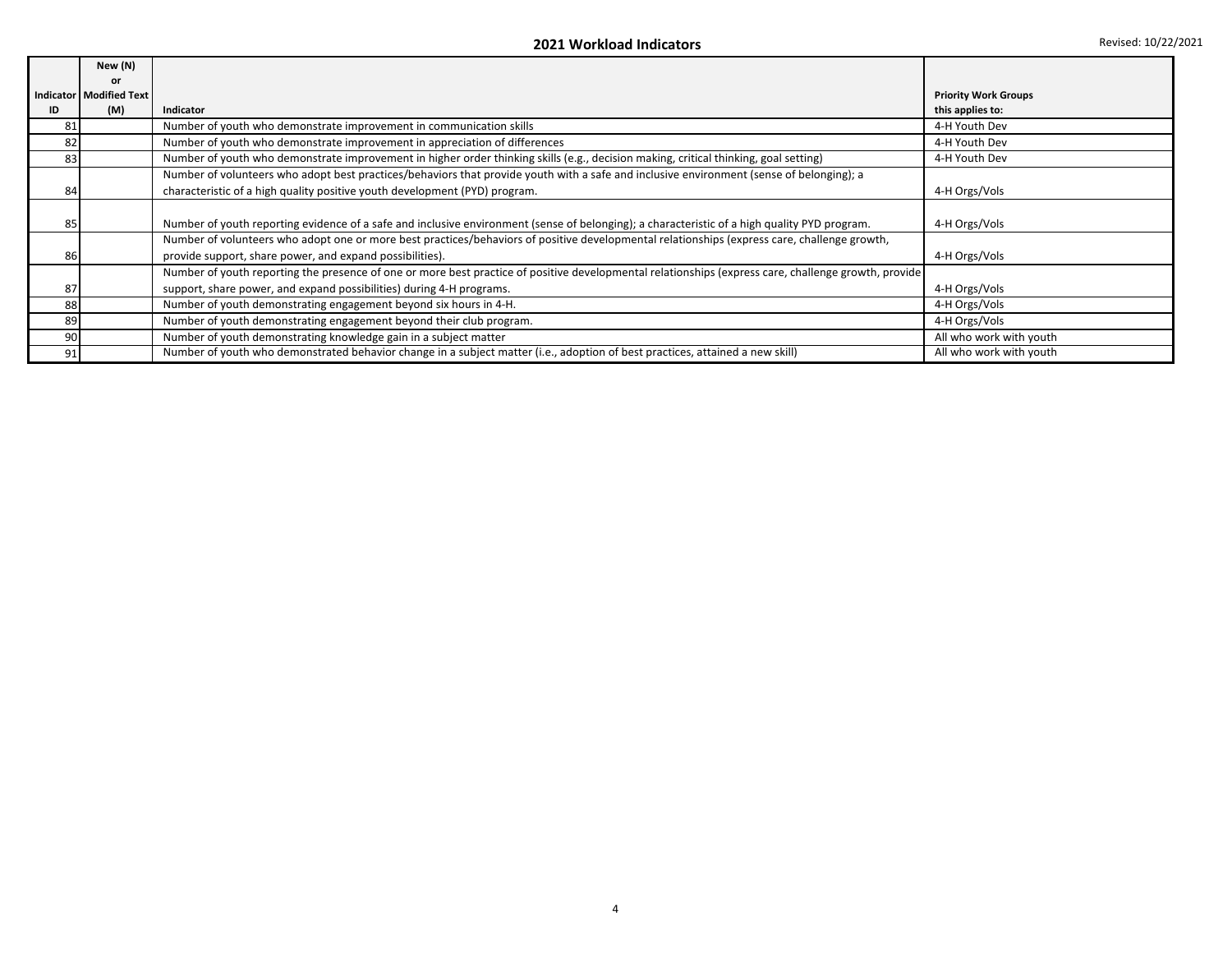## 2021 Workload Indicators

Revised: 10/22/2021

| Indicator ID | New (N) or Modified Text (M) | Indicator | Priority Work Groups this applies to: |
|---|---|---|---|
| 81 | | Number of youth who demonstrate improvement in communication skills | 4-H Youth Dev |
| 82 | | Number of youth who demonstrate improvement in appreciation of differences | 4-H Youth Dev |
| 83 | | Number of youth who demonstrate improvement in higher order thinking skills (e.g., decision making, critical thinking, goal setting) | 4-H Youth Dev |
| 84 | | Number of volunteers who adopt best practices/behaviors that provide youth with a safe and inclusive environment (sense of belonging); a characteristic of a high quality positive youth development (PYD) program. | 4-H Orgs/Vols |
| 85 | | Number of youth reporting evidence of a safe and inclusive environment (sense of belonging); a characteristic of a high quality PYD program. | 4-H Orgs/Vols |
| 86 | | Number of volunteers who adopt one or more best practices/behaviors of positive developmental relationships (express care, challenge growth, provide support, share power, and expand possibilities). | 4-H Orgs/Vols |
| 87 | | Number of youth reporting the presence of one or more best practice of positive developmental relationships (express care, challenge growth, provide support, share power, and expand possibilities) during 4-H programs. | 4-H Orgs/Vols |
| 88 | | Number of youth demonstrating engagement beyond six hours in 4-H. | 4-H Orgs/Vols |
| 89 | | Number of youth demonstrating engagement beyond their club program. | 4-H Orgs/Vols |
| 90 | | Number of youth demonstrating knowledge gain in a subject matter | All who work with youth |
| 91 | | Number of youth who demonstrated behavior change in a subject matter (i.e., adoption of best practices, attained a new skill) | All who work with youth |